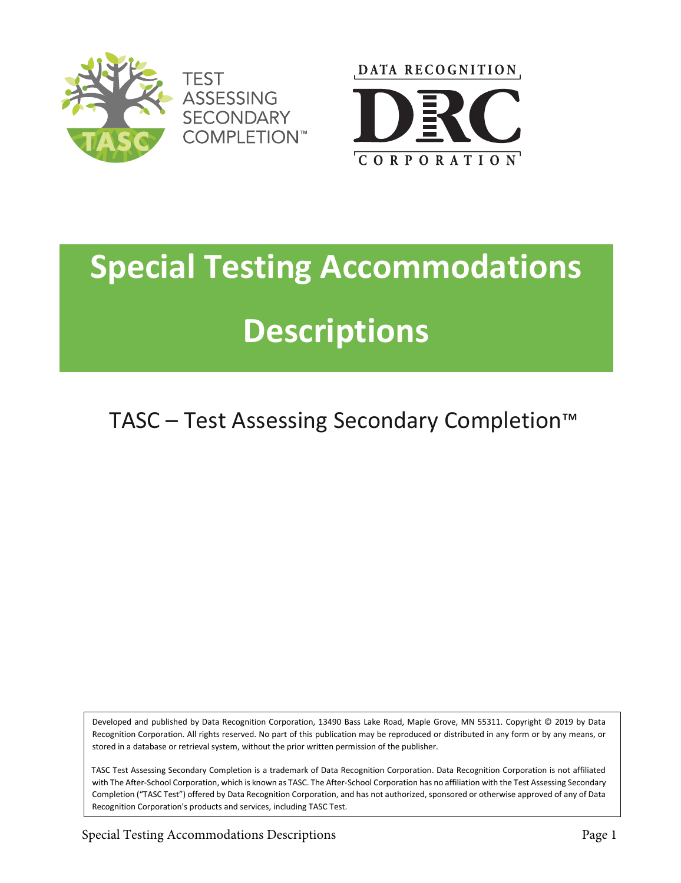TEST ASSESSING SECONDARY COMPLETION™

DATA RECOGNITION DRC CORPORATION

# Special Testing Accommodations Descriptions

## TASC – Test Assessing Secondary Completion™

Developed and published by Data Recognition Corporation, 13490 Bass Lake Road, Maple Grove, MN 55311. Copyright © 2019 by Data Recognition Corporation. All rights reserved. No part of this publication may be reproduced or distributed in any form or by any means, or stored in a database or retrieval system, without the prior written permission of the publisher.

TASC Test Assessing Secondary Completion is a trademark of Data Recognition Corporation. Data Recognition Corporation is not affiliated with The After-School Corporation, which is known as TASC. The After-School Corporation has no affiliation with the Test Assessing Secondary Completion ("TASC Test") offered by Data Recognition Corporation, and has not authorized, sponsored or otherwise approved of any of Data Recognition Corporation's products and services, including TASC Test.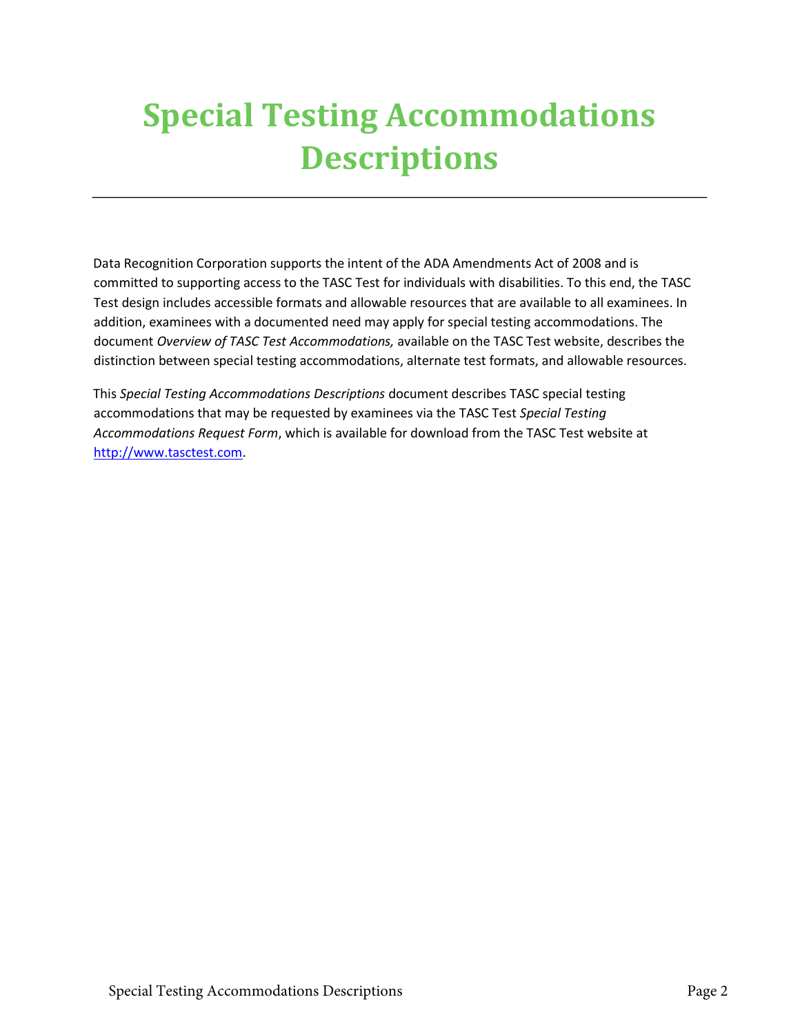# Special Testing Accommodations Descriptions

---

Data Recognition Corporation supports the intent of the ADA Amendments Act of 2008 and is committed to supporting access to the TASC Test for individuals with disabilities. To this end, the TASC Test design includes accessible formats and allowable resources that are available to all examinees. In addition, examinees with a documented need may apply for special testing accommodations. The document *Overview of TASC Test Accommodations,* available on the TASC Test website, describes the distinction between special testing accommodations, alternate test formats, and allowable resources.

This *Special Testing Accommodations Descriptions* document describes TASC special testing accommodations that may be requested by examinees via the TASC Test *Special Testing Accommodations Request Form*, which is available for download from the TASC Test website at http://www.tasctest.com.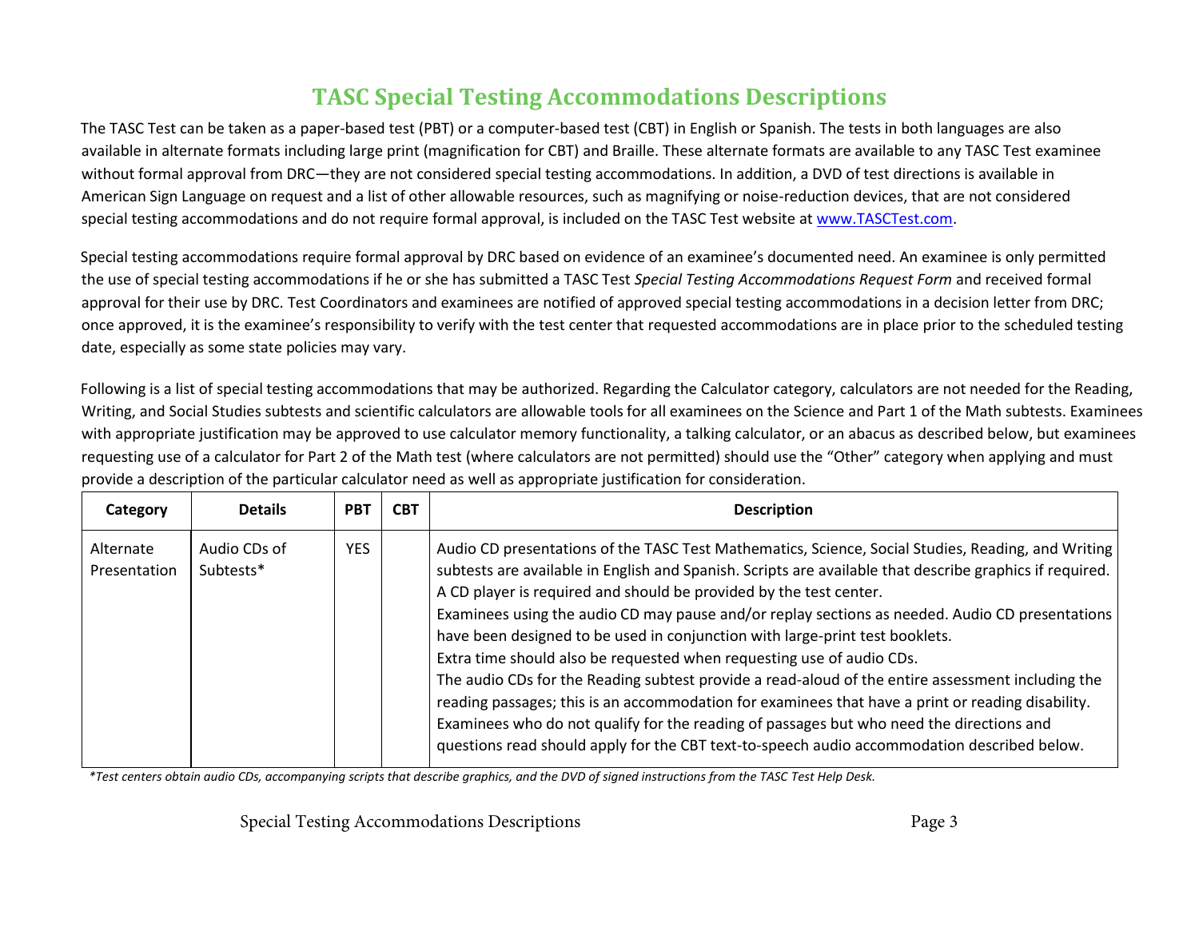# TASC Special Testing Accommodations Descriptions

The TASC Test can be taken as a paper-based test (PBT) or a computer-based test (CBT) in English or Spanish. The tests in both languages are also available in alternate formats including large print (magnification for CBT) and Braille. These alternate formats are available to any TASC Test examinee without formal approval from DRC—they are not considered special testing accommodations. In addition, a DVD of test directions is available in American Sign Language on request and a list of other allowable resources, such as magnifying or noise-reduction devices, that are not considered special testing accommodations and do not require formal approval, is included on the TASC Test website at www.TASCTest.com.

Special testing accommodations require formal approval by DRC based on evidence of an examinee's documented need. An examinee is only permitted the use of special testing accommodations if he or she has submitted a TASC Test *Special Testing Accommodations Request Form* and received formal approval for their use by DRC. Test Coordinators and examinees are notified of approved special testing accommodations in a decision letter from DRC; once approved, it is the examinee's responsibility to verify with the test center that requested accommodations are in place prior to the scheduled testing date, especially as some state policies may vary.

Following is a list of special testing accommodations that may be authorized. Regarding the Calculator category, calculators are not needed for the Reading, Writing, and Social Studies subtests and scientific calculators are allowable tools for all examinees on the Science and Part 1 of the Math subtests. Examinees with appropriate justification may be approved to use calculator memory functionality, a talking calculator, or an abacus as described below, but examinees requesting use of a calculator for Part 2 of the Math test (where calculators are not permitted) should use the "Other" category when applying and must provide a description of the particular calculator need as well as appropriate justification for consideration.

| Category | Details | PBT | CBT | Description |
|---|---|---|---|---|
| Alternate Presentation | Audio CDs of Subtests* | YES | | Audio CD presentations of the TASC Test Mathematics, Science, Social Studies, Reading, and Writing subtests are available in English and Spanish. Scripts are available that describe graphics if required. A CD player is required and should be provided by the test center.<br>Examinees using the audio CD may pause and/or replay sections as needed. Audio CD presentations have been designed to be used in conjunction with large-print test booklets.<br>Extra time should also be requested when requesting use of audio CDs.<br>The audio CDs for the Reading subtest provide a read-aloud of the entire assessment including the reading passages; this is an accommodation for examinees that have a print or reading disability. Examinees who do not qualify for the reading of passages but who need the directions and questions read should apply for the CBT text-to-speech audio accommodation described below. |

*\*Test centers obtain audio CDs, accompanying scripts that describe graphics, and the DVD of signed instructions from the TASC Test Help Desk.*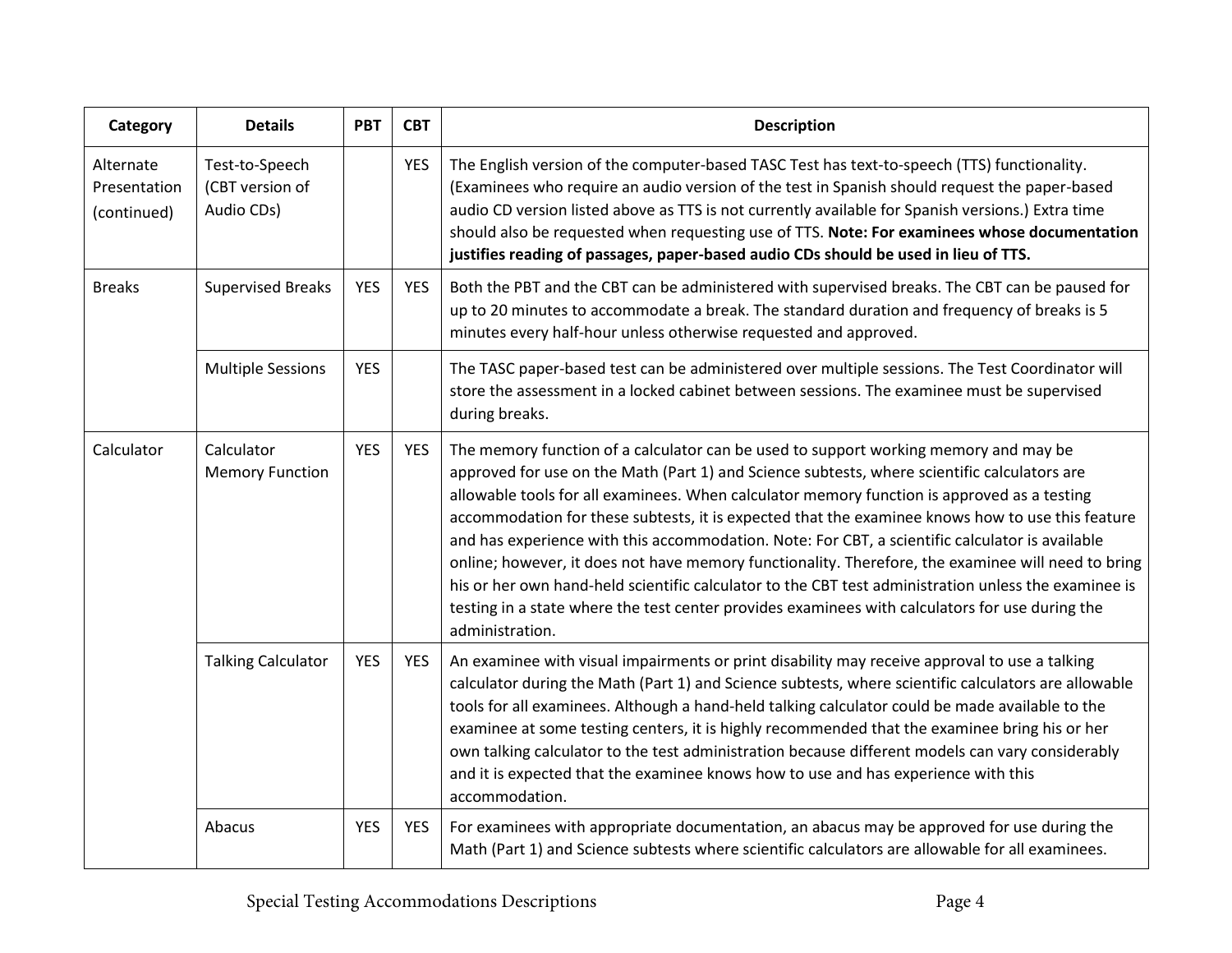| Category | Details | PBT | CBT | Description |
| --- | --- | --- | --- | --- |
| Alternate Presentation (continued) | Test-to-Speech (CBT version of Audio CDs) | | YES | The English version of the computer-based TASC Test has text-to-speech (TTS) functionality. (Examinees who require an audio version of the test in Spanish should request the paper-based audio CD version listed above as TTS is not currently available for Spanish versions.) Extra time should also be requested when requesting use of TTS. **Note: For examinees whose documentation justifies reading of passages, paper-based audio CDs should be used in lieu of TTS.** |
| Breaks | Supervised Breaks | YES | YES | Both the PBT and the CBT can be administered with supervised breaks. The CBT can be paused for up to 20 minutes to accommodate a break. The standard duration and frequency of breaks is 5 minutes every half-hour unless otherwise requested and approved. |
| | Multiple Sessions | YES | | The TASC paper-based test can be administered over multiple sessions. The Test Coordinator will store the assessment in a locked cabinet between sessions. The examinee must be supervised during breaks. |
| Calculator | Calculator Memory Function | YES | YES | The memory function of a calculator can be used to support working memory and may be approved for use on the Math (Part 1) and Science subtests, where scientific calculators are allowable tools for all examinees. When calculator memory function is approved as a testing accommodation for these subtests, it is expected that the examinee knows how to use this feature and has experience with this accommodation. Note: For CBT, a scientific calculator is available online; however, it does not have memory functionality. Therefore, the examinee will need to bring his or her own hand-held scientific calculator to the CBT test administration unless the examinee is testing in a state where the test center provides examinees with calculators for use during the administration. |
| | Talking Calculator | YES | YES | An examinee with visual impairments or print disability may receive approval to use a talking calculator during the Math (Part 1) and Science subtests, where scientific calculators are allowable tools for all examinees. Although a hand-held talking calculator could be made available to the examinee at some testing centers, it is highly recommended that the examinee bring his or her own talking calculator to the test administration because different models can vary considerably and it is expected that the examinee knows how to use and has experience with this accommodation. |
| | Abacus | YES | YES | For examinees with appropriate documentation, an abacus may be approved for use during the Math (Part 1) and Science subtests where scientific calculators are allowable for all examinees. |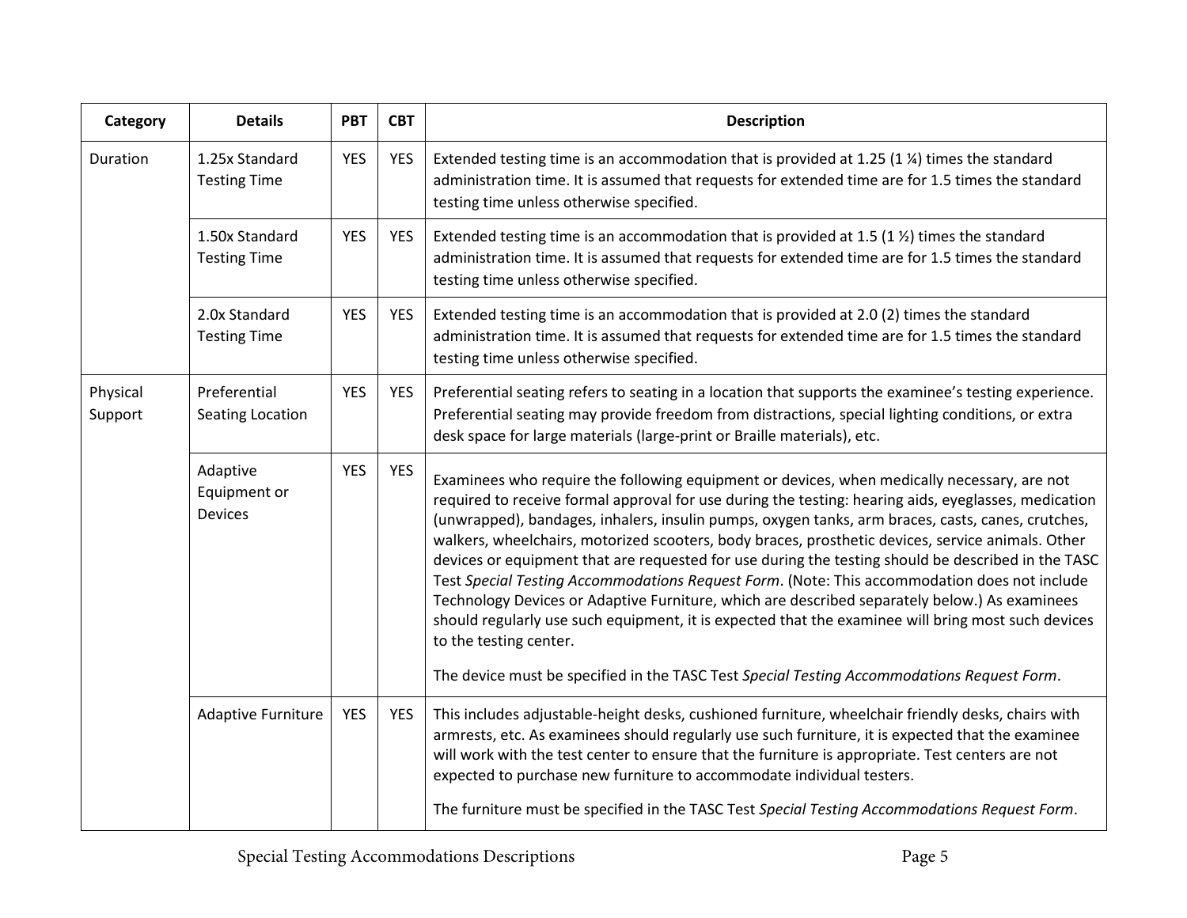| Category | Details | PBT | CBT | Description |
|---|---|---|---|---|
| Duration | 1.25x Standard Testing Time | YES | YES | Extended testing time is an accommodation that is provided at 1.25 (1 ¼) times the standard administration time. It is assumed that requests for extended time are for 1.5 times the standard testing time unless otherwise specified. |
| | 1.50x Standard Testing Time | YES | YES | Extended testing time is an accommodation that is provided at 1.5 (1 ½) times the standard administration time. It is assumed that requests for extended time are for 1.5 times the standard testing time unless otherwise specified. |
| | 2.0x Standard Testing Time | YES | YES | Extended testing time is an accommodation that is provided at 2.0 (2) times the standard administration time. It is assumed that requests for extended time are for 1.5 times the standard testing time unless otherwise specified. |
| Physical Support | Preferential Seating Location | YES | YES | Preferential seating refers to seating in a location that supports the examinee's testing experience. Preferential seating may provide freedom from distractions, special lighting conditions, or extra desk space for large materials (large-print or Braille materials), etc. |
| | Adaptive Equipment or Devices | YES | YES | Examinees who require the following equipment or devices, when medically necessary, are not required to receive formal approval for use during the testing: hearing aids, eyeglasses, medication (unwrapped), bandages, inhalers, insulin pumps, oxygen tanks, arm braces, casts, canes, crutches, walkers, wheelchairs, motorized scooters, body braces, prosthetic devices, service animals. Other devices or equipment that are requested for use during the testing should be described in the TASC Test *Special Testing Accommodations Request Form*. (Note: This accommodation does not include Technology Devices or Adaptive Furniture, which are described separately below.) As examinees should regularly use such equipment, it is expected that the examinee will bring most such devices to the testing center.<br><br>The device must be specified in the TASC Test *Special Testing Accommodations Request Form*. |
| | Adaptive Furniture | YES | YES | This includes adjustable-height desks, cushioned furniture, wheelchair friendly desks, chairs with armrests, etc. As examinees should regularly use such furniture, it is expected that the examinee will work with the test center to ensure that the furniture is appropriate. Test centers are not expected to purchase new furniture to accommodate individual testers.<br><br>The furniture must be specified in the TASC Test *Special Testing Accommodations Request Form*. |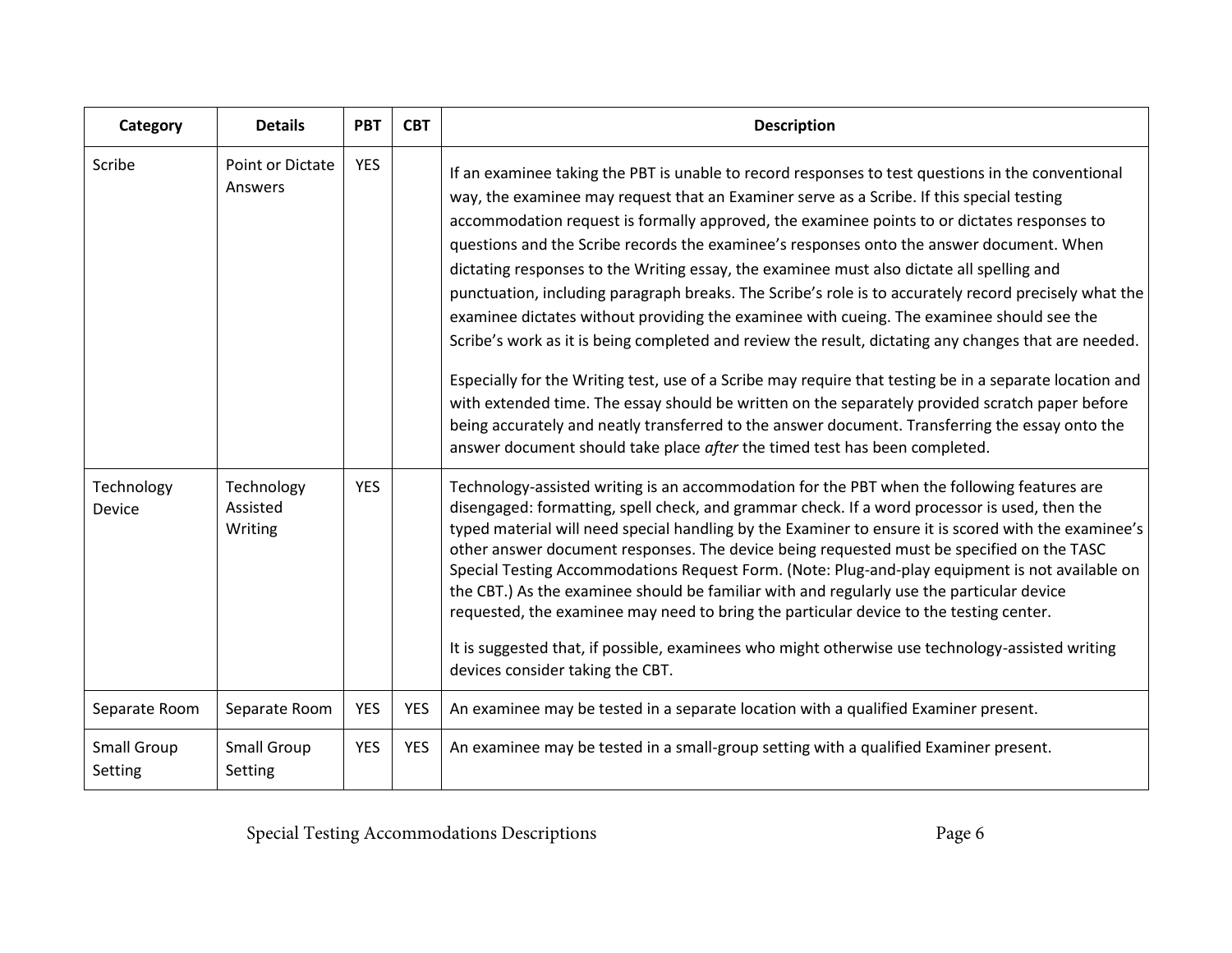| Category | Details | PBT | CBT | Description |
|---|---|---|---|---|
| Scribe | Point or Dictate Answers | YES | | If an examinee taking the PBT is unable to record responses to test questions in the conventional way, the examinee may request that an Examiner serve as a Scribe. If this special testing accommodation request is formally approved, the examinee points to or dictates responses to questions and the Scribe records the examinee's responses onto the answer document. When dictating responses to the Writing essay, the examinee must also dictate all spelling and punctuation, including paragraph breaks. The Scribe's role is to accurately record precisely what the examinee dictates without providing the examinee with cueing. The examinee should see the Scribe's work as it is being completed and review the result, dictating any changes that are needed.<br><br>Especially for the Writing test, use of a Scribe may require that testing be in a separate location and with extended time. The essay should be written on the separately provided scratch paper before being accurately and neatly transferred to the answer document. Transferring the essay onto the answer document should take place *after* the timed test has been completed. |
| Technology Device | Technology Assisted Writing | YES | | Technology-assisted writing is an accommodation for the PBT when the following features are disengaged: formatting, spell check, and grammar check. If a word processor is used, then the typed material will need special handling by the Examiner to ensure it is scored with the examinee's other answer document responses. The device being requested must be specified on the TASC Special Testing Accommodations Request Form. (Note: Plug-and-play equipment is not available on the CBT.) As the examinee should be familiar with and regularly use the particular device requested, the examinee may need to bring the particular device to the testing center.<br><br>It is suggested that, if possible, examinees who might otherwise use technology-assisted writing devices consider taking the CBT. |
| Separate Room | Separate Room | YES | YES | An examinee may be tested in a separate location with a qualified Examiner present. |
| Small Group Setting | Small Group Setting | YES | YES | An examinee may be tested in a small-group setting with a qualified Examiner present. |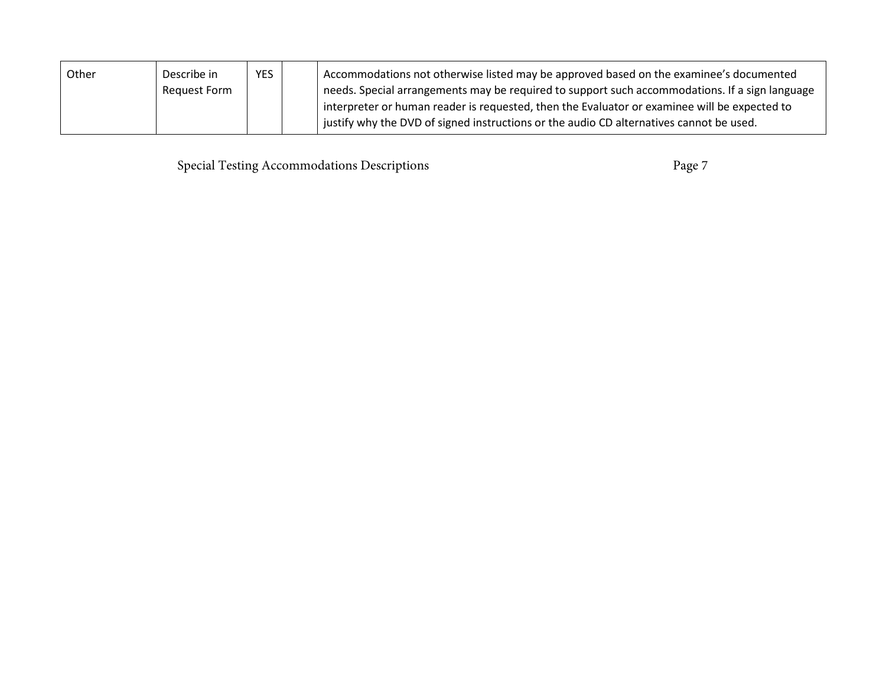| | | | | |
|---|---|---|---|---|
| Other | Describe in Request Form | YES | | Accommodations not otherwise listed may be approved based on the examinee's documented needs. Special arrangements may be required to support such accommodations. If a sign language interpreter or human reader is requested, then the Evaluator or examinee will be expected to justify why the DVD of signed instructions or the audio CD alternatives cannot be used. |